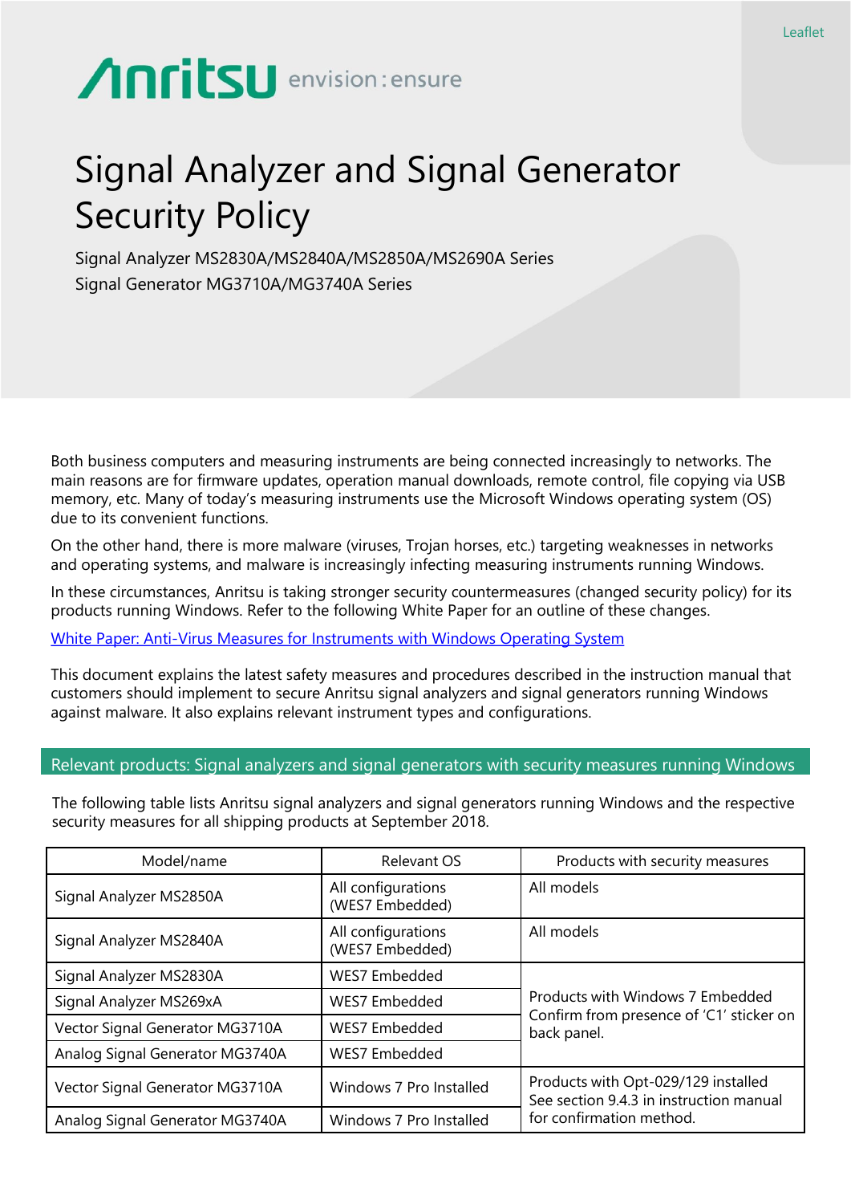Leaflet

Anritsu envision : ensure

# Signal Analyzer and Signal Generator Security Policy

Signal Analyzer MS2830A/MS2840A/MS2850A/MS2690A Series
Signal Generator MG3710A/MG3740A Series

Both business computers and measuring instruments are being connected increasingly to networks. The main reasons are for firmware updates, operation manual downloads, remote control, file copying via USB memory, etc. Many of today's measuring instruments use the Microsoft Windows operating system (OS) due to its convenient functions.

On the other hand, there is more malware (viruses, Trojan horses, etc.) targeting weaknesses in networks and operating systems, and malware is increasingly infecting measuring instruments running Windows.

In these circumstances, Anritsu is taking stronger security countermeasures (changed security policy) for its products running Windows. Refer to the following White Paper for an outline of these changes.

White Paper: Anti-Virus Measures for Instruments with Windows Operating System

This document explains the latest safety measures and procedures described in the instruction manual that customers should implement to secure Anritsu signal analyzers and signal generators running Windows against malware. It also explains relevant instrument types and configurations.

## Relevant products: Signal analyzers and signal generators with security measures running Windows

The following table lists Anritsu signal analyzers and signal generators running Windows and the respective security measures for all shipping products at September 2018.

| Model/name | Relevant OS | Products with security measures |
|---|---|---|
| Signal Analyzer MS2850A | All configurations (WES7 Embedded) | All models |
| Signal Analyzer MS2840A | All configurations (WES7 Embedded) | All models |
| Signal Analyzer MS2830A | WES7 Embedded | Products with Windows 7 Embedded Confirm from presence of 'C1' sticker on back panel. |
| Signal Analyzer MS269xA | WES7 Embedded | |
| Vector Signal Generator MG3710A | WES7 Embedded | |
| Analog Signal Generator MG3740A | WES7 Embedded | |
| Vector Signal Generator MG3710A | Windows 7 Pro Installed | Products with Opt-029/129 installed See section 9.4.3 in instruction manual for confirmation method. |
| Analog Signal Generator MG3740A | Windows 7 Pro Installed | |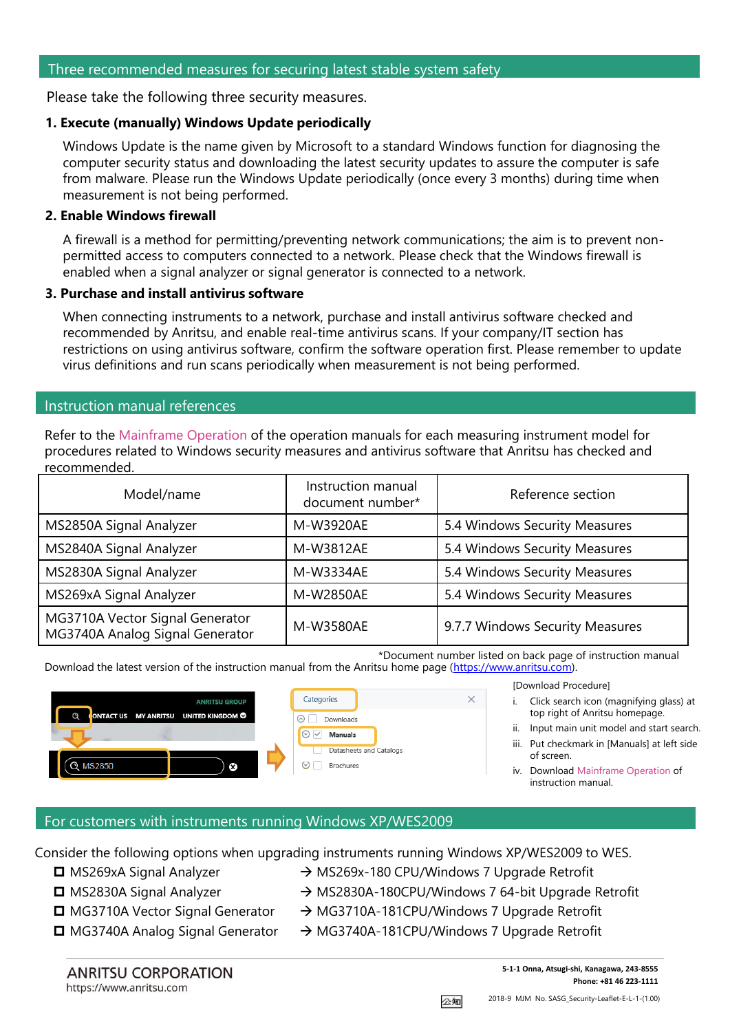## Three recommended measures for securing latest stable system safety

Please take the following three security measures.

**1. Execute (manually) Windows Update periodically**

Windows Update is the name given by Microsoft to a standard Windows function for diagnosing the computer security status and downloading the latest security updates to assure the computer is safe from malware. Please run the Windows Update periodically (once every 3 months) during time when measurement is not being performed.

**2. Enable Windows firewall**

A firewall is a method for permitting/preventing network communications; the aim is to prevent non-permitted access to computers connected to a network. Please check that the Windows firewall is enabled when a signal analyzer or signal generator is connected to a network.

**3. Purchase and install antivirus software**

When connecting instruments to a network, purchase and install antivirus software checked and recommended by Anritsu, and enable real-time antivirus scans. If your company/IT section has restrictions on using antivirus software, confirm the software operation first. Please remember to update virus definitions and run scans periodically when measurement is not being performed.

## Instruction manual references

Refer to the Mainframe Operation of the operation manuals for each measuring instrument model for procedures related to Windows security measures and antivirus software that Anritsu has checked and recommended.

| Model/name | Instruction manual document number* | Reference section |
|---|---|---|
| MS2850A Signal Analyzer | M-W3920AE | 5.4 Windows Security Measures |
| MS2840A Signal Analyzer | M-W3812AE | 5.4 Windows Security Measures |
| MS2830A Signal Analyzer | M-W3334AE | 5.4 Windows Security Measures |
| MS269xA Signal Analyzer | M-W2850AE | 5.4 Windows Security Measures |
| MG3710A Vector Signal Generator<br>MG3740A Analog Signal Generator | M-W3580AE | 9.7.7 Windows Security Measures |

*Document number listed on back page of instruction manual

Download the latest version of the instruction manual from the Anritsu home page (https://www.anritsu.com).

ANRITSU GROUP
CONTACT US MY ANRITSU UNITED KINGDOM
MS2850

Categories
Downloads
Manuals
Datasheets and Catalogs
Brochures

[Download Procedure]

i. Click search icon (magnifying glass) at top right of Anritsu homepage.
ii. Input main unit model and start search.
iii. Put checkmark in [Manuals] at left side of screen.
iv. Download Mainframe Operation of instruction manual.

## For customers with instruments running Windows XP/WES2009

Consider the following options when upgrading instruments running Windows XP/WES2009 to WES.

- MS269xA Signal Analyzer → MS269x-180 CPU/Windows 7 Upgrade Retrofit
- MS2830A Signal Analyzer → MS2830A-180CPU/Windows 7 64-bit Upgrade Retrofit
- MG3710A Vector Signal Generator → MG3710A-181CPU/Windows 7 Upgrade Retrofit
- MG3740A Analog Signal Generator → MG3740A-181CPU/Windows 7 Upgrade Retrofit

ANRITSU CORPORATION
https://www.anritsu.com

5-1-1 Onna, Atsugi-shi, Kanagawa, 243-8555
Phone: +81 46 223-1111

公知

2018-9 MJM No. SASG_Security-Leaflet-E-L-1-(1.00)